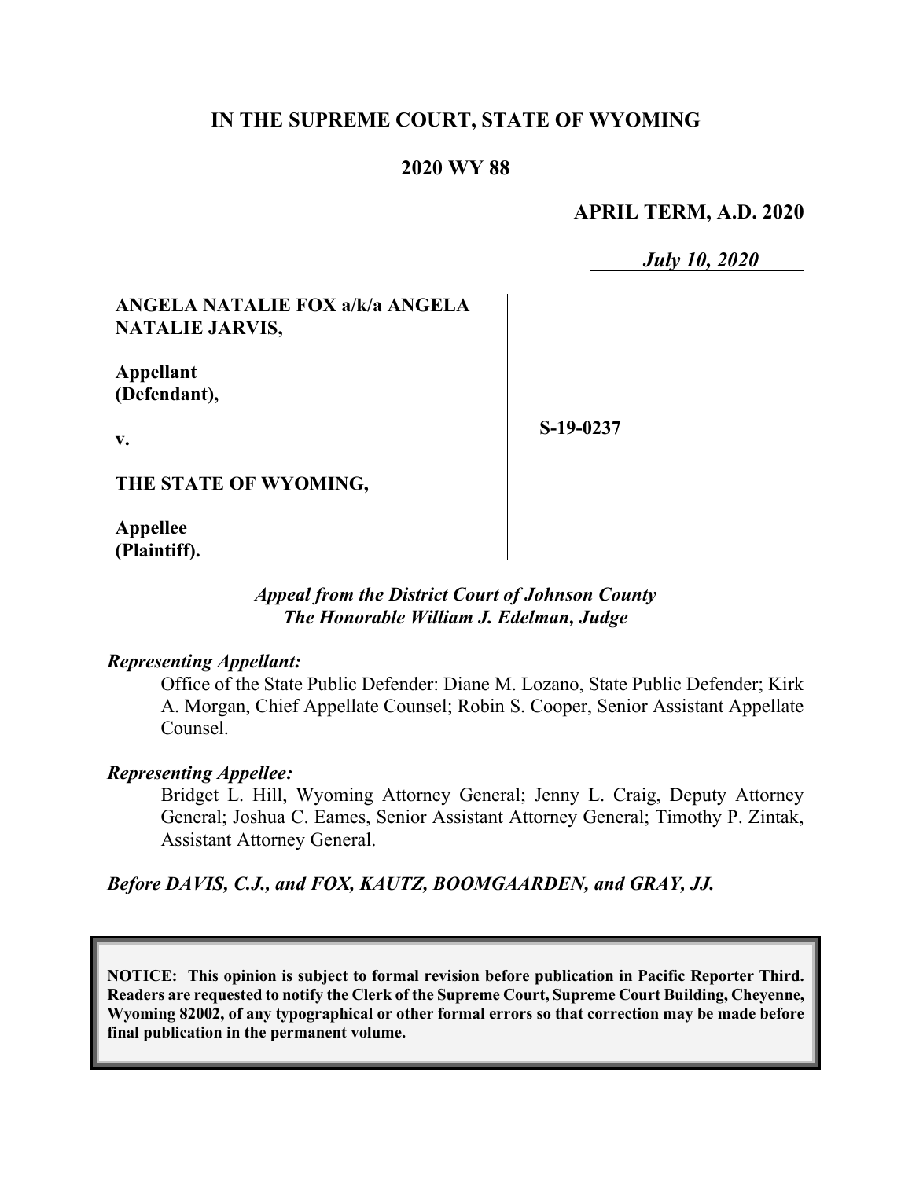**IN THE SUPREME COURT, STATE OF WYOMING**

**2020 WY 88**

**APRIL TERM, A.D. 2020**

***July 10, 2020***

| | |
|---|---|
| **ANGELA NATALIE FOX a/k/a ANGELA NATALIE JARVIS,**<br><br>**Appellant (Defendant),**<br><br>**v.**<br><br>**THE STATE OF WYOMING,**<br><br>**Appellee (Plaintiff).** | **S-19-0237** |

***Appeal from the District Court of Johnson County***
***The Honorable William J. Edelman, Judge***

***Representing Appellant:***

Office of the State Public Defender: Diane M. Lozano, State Public Defender; Kirk A. Morgan, Chief Appellate Counsel; Robin S. Cooper, Senior Assistant Appellate Counsel.

***Representing Appellee:***

Bridget L. Hill, Wyoming Attorney General; Jenny L. Craig, Deputy Attorney General; Joshua C. Eames, Senior Assistant Attorney General; Timothy P. Zintak, Assistant Attorney General.

***Before DAVIS, C.J., and FOX, KAUTZ, BOOMGAARDEN, and GRAY, JJ.***

**NOTICE: This opinion is subject to formal revision before publication in Pacific Reporter Third. Readers are requested to notify the Clerk of the Supreme Court, Supreme Court Building, Cheyenne, Wyoming 82002, of any typographical or other formal errors so that correction may be made before final publication in the permanent volume.**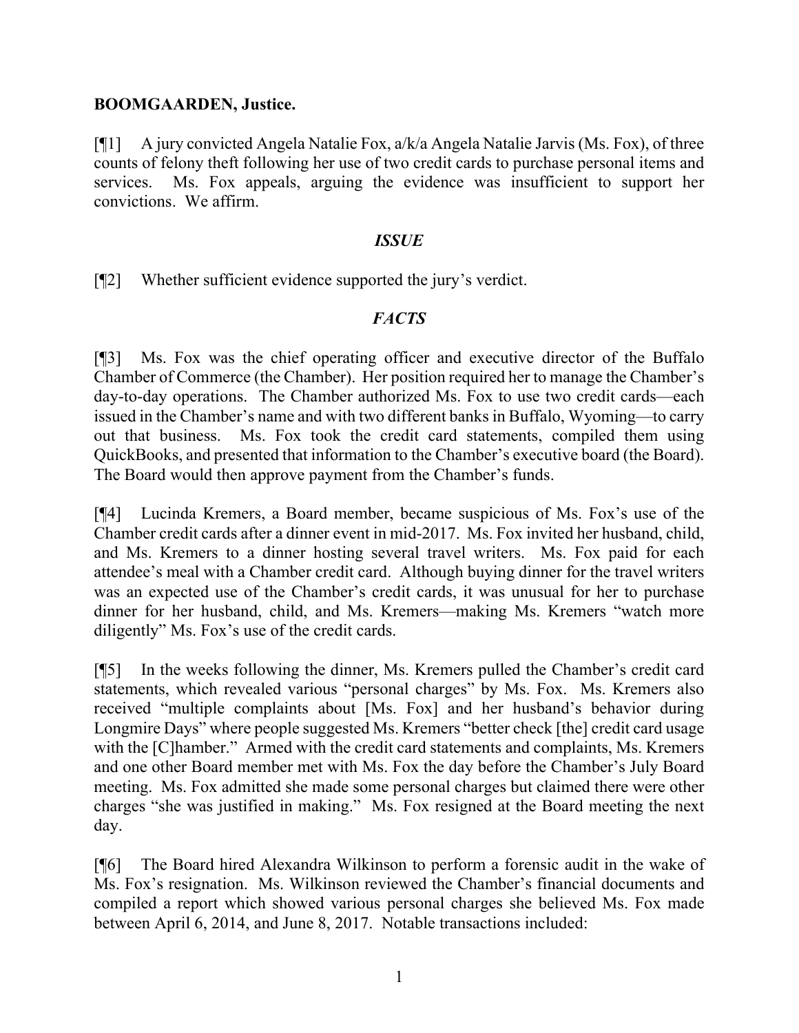**BOOMGAARDEN, Justice.**

[¶1] A jury convicted Angela Natalie Fox, a/k/a Angela Natalie Jarvis (Ms. Fox), of three counts of felony theft following her use of two credit cards to purchase personal items and services. Ms. Fox appeals, arguing the evidence was insufficient to support her convictions. We affirm.

## *ISSUE*

[¶2] Whether sufficient evidence supported the jury's verdict.

## *FACTS*

[¶3] Ms. Fox was the chief operating officer and executive director of the Buffalo Chamber of Commerce (the Chamber). Her position required her to manage the Chamber's day-to-day operations. The Chamber authorized Ms. Fox to use two credit cards—each issued in the Chamber's name and with two different banks in Buffalo, Wyoming—to carry out that business. Ms. Fox took the credit card statements, compiled them using QuickBooks, and presented that information to the Chamber's executive board (the Board). The Board would then approve payment from the Chamber's funds.

[¶4] Lucinda Kremers, a Board member, became suspicious of Ms. Fox's use of the Chamber credit cards after a dinner event in mid-2017. Ms. Fox invited her husband, child, and Ms. Kremers to a dinner hosting several travel writers. Ms. Fox paid for each attendee's meal with a Chamber credit card. Although buying dinner for the travel writers was an expected use of the Chamber's credit cards, it was unusual for her to purchase dinner for her husband, child, and Ms. Kremers—making Ms. Kremers "watch more diligently" Ms. Fox's use of the credit cards.

[¶5] In the weeks following the dinner, Ms. Kremers pulled the Chamber's credit card statements, which revealed various "personal charges" by Ms. Fox. Ms. Kremers also received "multiple complaints about [Ms. Fox] and her husband's behavior during Longmire Days" where people suggested Ms. Kremers "better check [the] credit card usage with the [C]hamber." Armed with the credit card statements and complaints, Ms. Kremers and one other Board member met with Ms. Fox the day before the Chamber's July Board meeting. Ms. Fox admitted she made some personal charges but claimed there were other charges "she was justified in making." Ms. Fox resigned at the Board meeting the next day.

[¶6] The Board hired Alexandra Wilkinson to perform a forensic audit in the wake of Ms. Fox's resignation. Ms. Wilkinson reviewed the Chamber's financial documents and compiled a report which showed various personal charges she believed Ms. Fox made between April 6, 2014, and June 8, 2017. Notable transactions included: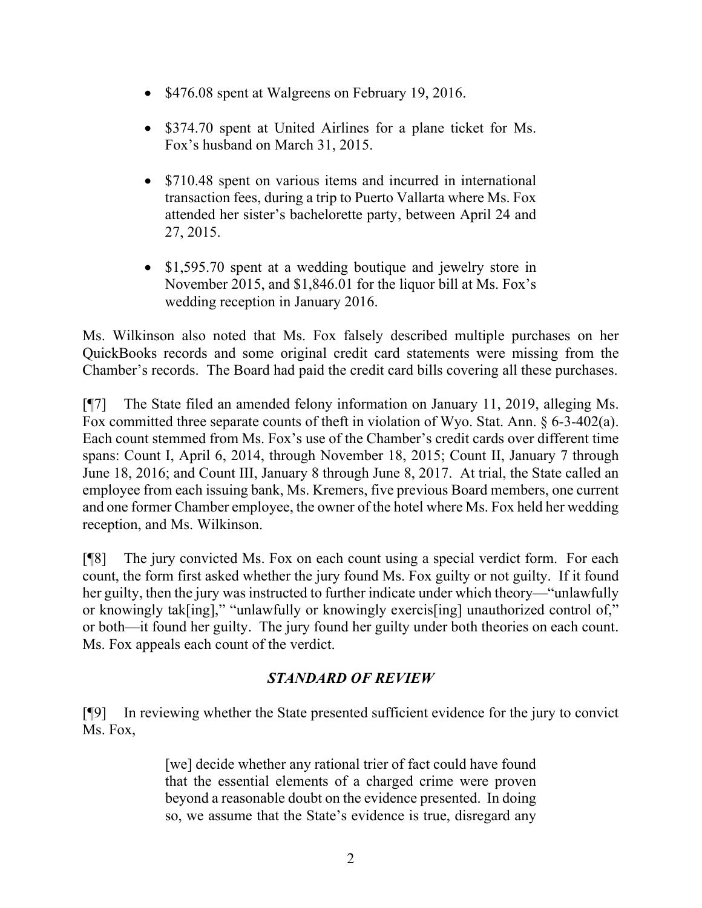- $476.08 spent at Walgreens on February 19, 2016.
- $374.70 spent at United Airlines for a plane ticket for Ms. Fox's husband on March 31, 2015.
- $710.48 spent on various items and incurred in international transaction fees, during a trip to Puerto Vallarta where Ms. Fox attended her sister's bachelorette party, between April 24 and 27, 2015.
- $1,595.70 spent at a wedding boutique and jewelry store in November 2015, and $1,846.01 for the liquor bill at Ms. Fox's wedding reception in January 2016.

Ms. Wilkinson also noted that Ms. Fox falsely described multiple purchases on her QuickBooks records and some original credit card statements were missing from the Chamber's records. The Board had paid the credit card bills covering all these purchases.

[¶7] The State filed an amended felony information on January 11, 2019, alleging Ms. Fox committed three separate counts of theft in violation of Wyo. Stat. Ann. § 6-3-402(a). Each count stemmed from Ms. Fox's use of the Chamber's credit cards over different time spans: Count I, April 6, 2014, through November 18, 2015; Count II, January 7 through June 18, 2016; and Count III, January 8 through June 8, 2017. At trial, the State called an employee from each issuing bank, Ms. Kremers, five previous Board members, one current and one former Chamber employee, the owner of the hotel where Ms. Fox held her wedding reception, and Ms. Wilkinson.

[¶8] The jury convicted Ms. Fox on each count using a special verdict form. For each count, the form first asked whether the jury found Ms. Fox guilty or not guilty. If it found her guilty, then the jury was instructed to further indicate under which theory—"unlawfully or knowingly tak[ing]," "unlawfully or knowingly exercis[ing] unauthorized control of," or both—it found her guilty. The jury found her guilty under both theories on each count. Ms. Fox appeals each count of the verdict.

## *STANDARD OF REVIEW*

[¶9] In reviewing whether the State presented sufficient evidence for the jury to convict Ms. Fox,

> [we] decide whether any rational trier of fact could have found that the essential elements of a charged crime were proven beyond a reasonable doubt on the evidence presented. In doing so, we assume that the State's evidence is true, disregard any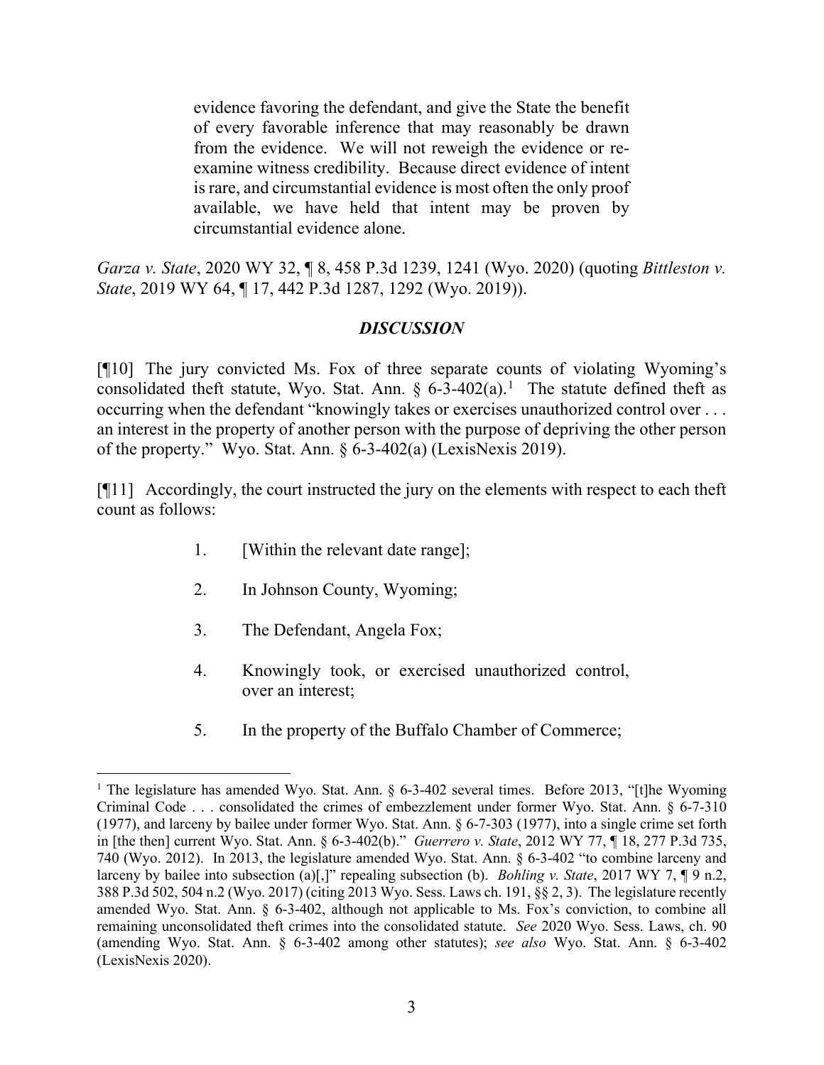> evidence favoring the defendant, and give the State the benefit of every favorable inference that may reasonably be drawn from the evidence. We will not reweigh the evidence or re-examine witness credibility. Because direct evidence of intent is rare, and circumstantial evidence is most often the only proof available, we have held that intent may be proven by circumstantial evidence alone.

*Garza v. State*, 2020 WY 32, ¶ 8, 458 P.3d 1239, 1241 (Wyo. 2020) (quoting *Bittleston v. State*, 2019 WY 64, ¶ 17, 442 P.3d 1287, 1292 (Wyo. 2019)).

## *DISCUSSION*

[¶10] The jury convicted Ms. Fox of three separate counts of violating Wyoming's consolidated theft statute, Wyo. Stat. Ann. § 6-3-402(a).[1] The statute defined theft as occurring when the defendant "knowingly takes or exercises unauthorized control over . . . an interest in the property of another person with the purpose of depriving the other person of the property." Wyo. Stat. Ann. § 6-3-402(a) (LexisNexis 2019).

[¶11] Accordingly, the court instructed the jury on the elements with respect to each theft count as follows:

> 1. [Within the relevant date range];
> 2. In Johnson County, Wyoming;
> 3. The Defendant, Angela Fox;
> 4. Knowingly took, or exercised unauthorized control, over an interest;
> 5. In the property of the Buffalo Chamber of Commerce;

---

[1] The legislature has amended Wyo. Stat. Ann. § 6-3-402 several times. Before 2013, "[t]he Wyoming Criminal Code . . . consolidated the crimes of embezzlement under former Wyo. Stat. Ann. § 6-7-310 (1977), and larceny by bailee under former Wyo. Stat. Ann. § 6-7-303 (1977), into a single crime set forth in [the then] current Wyo. Stat. Ann. § 6-3-402(b)." *Guerrero v. State*, 2012 WY 77, ¶ 18, 277 P.3d 735, 740 (Wyo. 2012). In 2013, the legislature amended Wyo. Stat. Ann. § 6-3-402 "to combine larceny and larceny by bailee into subsection (a)[,]" repealing subsection (b). *Bohling v. State*, 2017 WY 7, ¶ 9 n.2, 388 P.3d 502, 504 n.2 (Wyo. 2017) (citing 2013 Wyo. Sess. Laws ch. 191, §§ 2, 3). The legislature recently amended Wyo. Stat. Ann. § 6-3-402, although not applicable to Ms. Fox's conviction, to combine all remaining unconsolidated theft crimes into the consolidated statute. *See* 2020 Wyo. Sess. Laws, ch. 90 (amending Wyo. Stat. Ann. § 6-3-402 among other statutes); *see also* Wyo. Stat. Ann. § 6-3-402 (LexisNexis 2020).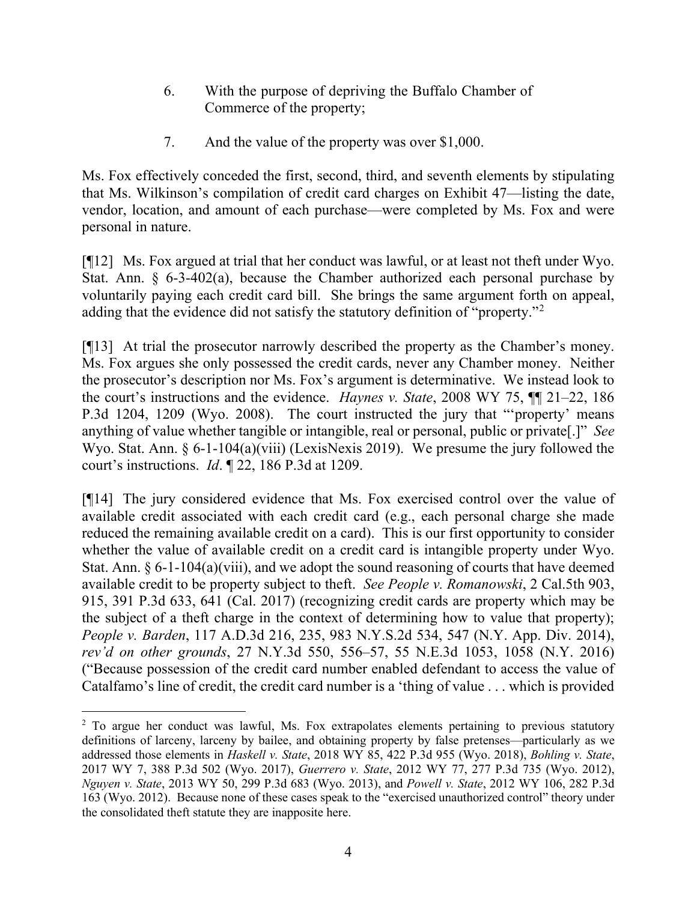6. With the purpose of depriving the Buffalo Chamber of Commerce of the property;

7. And the value of the property was over $1,000.

Ms. Fox effectively conceded the first, second, third, and seventh elements by stipulating that Ms. Wilkinson's compilation of credit card charges on Exhibit 47—listing the date, vendor, location, and amount of each purchase—were completed by Ms. Fox and were personal in nature.

[¶12] Ms. Fox argued at trial that her conduct was lawful, or at least not theft under Wyo. Stat. Ann. § 6-3-402(a), because the Chamber authorized each personal purchase by voluntarily paying each credit card bill. She brings the same argument forth on appeal, adding that the evidence did not satisfy the statutory definition of "property."[2]

[¶13] At trial the prosecutor narrowly described the property as the Chamber's money. Ms. Fox argues she only possessed the credit cards, never any Chamber money. Neither the prosecutor's description nor Ms. Fox's argument is determinative. We instead look to the court's instructions and the evidence. *Haynes v. State*, 2008 WY 75, ¶¶ 21–22, 186 P.3d 1204, 1209 (Wyo. 2008). The court instructed the jury that "'property' means anything of value whether tangible or intangible, real or personal, public or private[.]" *See* Wyo. Stat. Ann. § 6-1-104(a)(viii) (LexisNexis 2019). We presume the jury followed the court's instructions. *Id*. ¶ 22, 186 P.3d at 1209.

[¶14] The jury considered evidence that Ms. Fox exercised control over the value of available credit associated with each credit card (e.g., each personal charge she made reduced the remaining available credit on a card). This is our first opportunity to consider whether the value of available credit on a credit card is intangible property under Wyo. Stat. Ann. § 6-1-104(a)(viii), and we adopt the sound reasoning of courts that have deemed available credit to be property subject to theft. *See People v. Romanowski*, 2 Cal.5th 903, 915, 391 P.3d 633, 641 (Cal. 2017) (recognizing credit cards are property which may be the subject of a theft charge in the context of determining how to value that property); *People v. Barden*, 117 A.D.3d 216, 235, 983 N.Y.S.2d 534, 547 (N.Y. App. Div. 2014), *rev'd on other grounds*, 27 N.Y.3d 550, 556–57, 55 N.E.3d 1053, 1058 (N.Y. 2016) ("Because possession of the credit card number enabled defendant to access the value of Catalfamo's line of credit, the credit card number is a 'thing of value . . . which is provided

---

[2] To argue her conduct was lawful, Ms. Fox extrapolates elements pertaining to previous statutory definitions of larceny, larceny by bailee, and obtaining property by false pretenses—particularly as we addressed those elements in *Haskell v. State*, 2018 WY 85, 422 P.3d 955 (Wyo. 2018), *Bohling v. State*, 2017 WY 7, 388 P.3d 502 (Wyo. 2017), *Guerrero v. State*, 2012 WY 77, 277 P.3d 735 (Wyo. 2012), *Nguyen v. State*, 2013 WY 50, 299 P.3d 683 (Wyo. 2013), and *Powell v. State*, 2012 WY 106, 282 P.3d 163 (Wyo. 2012). Because none of these cases speak to the "exercised unauthorized control" theory under the consolidated theft statute they are inapposite here.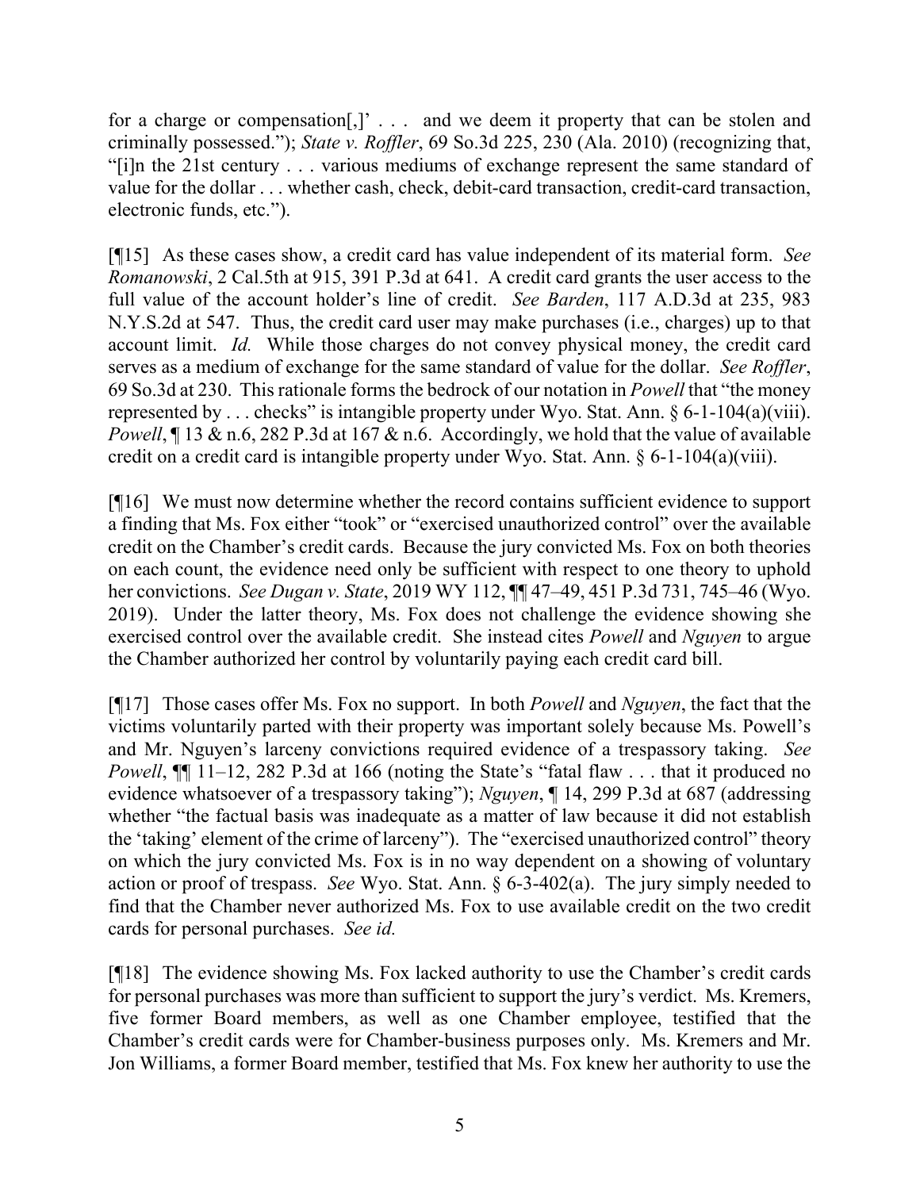for a charge or compensation[,]' . . . and we deem it property that can be stolen and criminally possessed."); *State v. Roffler*, 69 So.3d 225, 230 (Ala. 2010) (recognizing that, "[i]n the 21st century . . . various mediums of exchange represent the same standard of value for the dollar . . . whether cash, check, debit-card transaction, credit-card transaction, electronic funds, etc.").

[¶15] As these cases show, a credit card has value independent of its material form. *See Romanowski*, 2 Cal.5th at 915, 391 P.3d at 641. A credit card grants the user access to the full value of the account holder's line of credit. *See Barden*, 117 A.D.3d at 235, 983 N.Y.S.2d at 547. Thus, the credit card user may make purchases (i.e., charges) up to that account limit. *Id.* While those charges do not convey physical money, the credit card serves as a medium of exchange for the same standard of value for the dollar. *See Roffler*, 69 So.3d at 230. This rationale forms the bedrock of our notation in *Powell* that "the money represented by . . . checks" is intangible property under Wyo. Stat. Ann. § 6-1-104(a)(viii). *Powell*, ¶ 13 & n.6, 282 P.3d at 167 & n.6. Accordingly, we hold that the value of available credit on a credit card is intangible property under Wyo. Stat. Ann. § 6-1-104(a)(viii).

[¶16] We must now determine whether the record contains sufficient evidence to support a finding that Ms. Fox either "took" or "exercised unauthorized control" over the available credit on the Chamber's credit cards. Because the jury convicted Ms. Fox on both theories on each count, the evidence need only be sufficient with respect to one theory to uphold her convictions. *See Dugan v. State*, 2019 WY 112, ¶¶ 47–49, 451 P.3d 731, 745–46 (Wyo. 2019). Under the latter theory, Ms. Fox does not challenge the evidence showing she exercised control over the available credit. She instead cites *Powell* and *Nguyen* to argue the Chamber authorized her control by voluntarily paying each credit card bill.

[¶17] Those cases offer Ms. Fox no support. In both *Powell* and *Nguyen*, the fact that the victims voluntarily parted with their property was important solely because Ms. Powell's and Mr. Nguyen's larceny convictions required evidence of a trespassory taking. *See Powell*, ¶¶ 11–12, 282 P.3d at 166 (noting the State's "fatal flaw . . . that it produced no evidence whatsoever of a trespassory taking"); *Nguyen*, ¶ 14, 299 P.3d at 687 (addressing whether "the factual basis was inadequate as a matter of law because it did not establish the 'taking' element of the crime of larceny"). The "exercised unauthorized control" theory on which the jury convicted Ms. Fox is in no way dependent on a showing of voluntary action or proof of trespass. *See* Wyo. Stat. Ann. § 6-3-402(a). The jury simply needed to find that the Chamber never authorized Ms. Fox to use available credit on the two credit cards for personal purchases. *See id.*

[¶18] The evidence showing Ms. Fox lacked authority to use the Chamber's credit cards for personal purchases was more than sufficient to support the jury's verdict. Ms. Kremers, five former Board members, as well as one Chamber employee, testified that the Chamber's credit cards were for Chamber-business purposes only. Ms. Kremers and Mr. Jon Williams, a former Board member, testified that Ms. Fox knew her authority to use the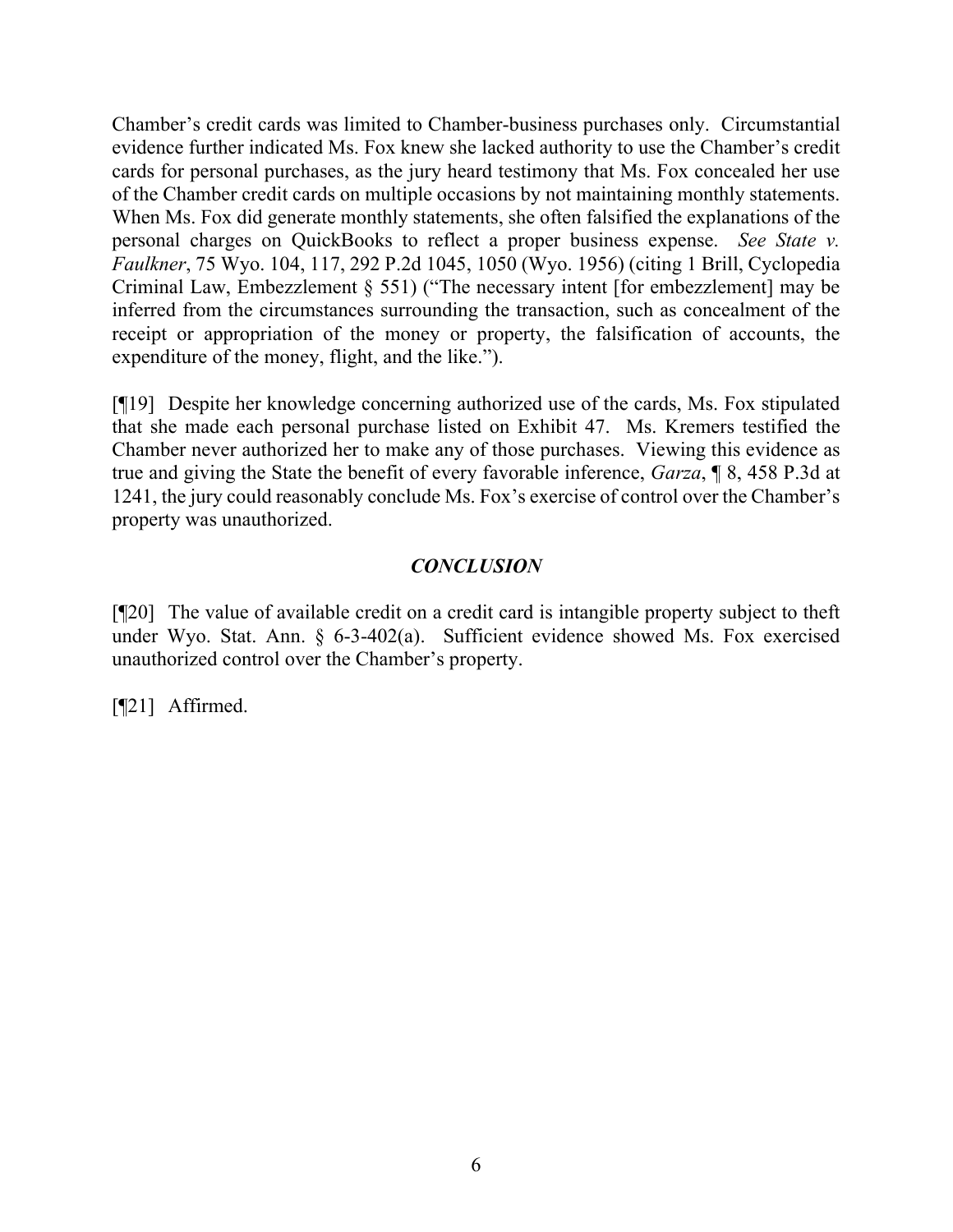Chamber's credit cards was limited to Chamber-business purchases only. Circumstantial evidence further indicated Ms. Fox knew she lacked authority to use the Chamber's credit cards for personal purchases, as the jury heard testimony that Ms. Fox concealed her use of the Chamber credit cards on multiple occasions by not maintaining monthly statements. When Ms. Fox did generate monthly statements, she often falsified the explanations of the personal charges on QuickBooks to reflect a proper business expense. *See State v. Faulkner*, 75 Wyo. 104, 117, 292 P.2d 1045, 1050 (Wyo. 1956) (citing 1 Brill, Cyclopedia Criminal Law, Embezzlement § 551) ("The necessary intent [for embezzlement] may be inferred from the circumstances surrounding the transaction, such as concealment of the receipt or appropriation of the money or property, the falsification of accounts, the expenditure of the money, flight, and the like.").

[¶19] Despite her knowledge concerning authorized use of the cards, Ms. Fox stipulated that she made each personal purchase listed on Exhibit 47. Ms. Kremers testified the Chamber never authorized her to make any of those purchases. Viewing this evidence as true and giving the State the benefit of every favorable inference, *Garza*, ¶ 8, 458 P.3d at 1241, the jury could reasonably conclude Ms. Fox's exercise of control over the Chamber's property was unauthorized.

## *CONCLUSION*

[¶20] The value of available credit on a credit card is intangible property subject to theft under Wyo. Stat. Ann. § 6-3-402(a). Sufficient evidence showed Ms. Fox exercised unauthorized control over the Chamber's property.

[¶21] Affirmed.